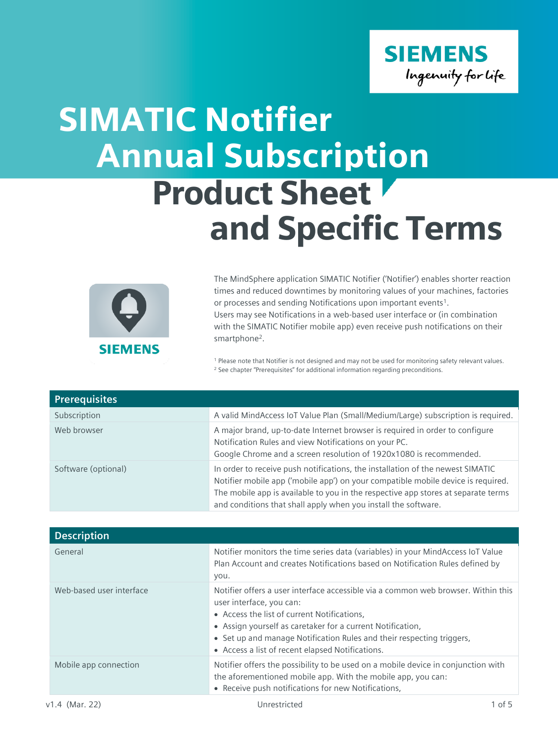# SIMATIC Notifier Annual Subscription

# Product Sheet and Specific Terms

The MindSphere application SIMATIC Notifier ('Notifier') enables shorter reaction times and reduced downtimes by monitoring values of your machines, factories or processes and sending Notifications upon important events[1].
Users may see Notifications in a web-based user interface or (in combination with the SIMATIC Notifier mobile app) even receive push notifications on their smartphone[2].

[1] Please note that Notifier is not designed and may not be used for monitoring safety relevant values.
[2] See chapter "Prerequisites" for additional information regarding preconditions.

| Prerequisites | |
|---|---|
| Subscription | A valid MindAccess IoT Value Plan (Small/Medium/Large) subscription is required. |
| Web browser | A major brand, up-to-date Internet browser is required in order to configure Notification Rules and view Notifications on your PC.<br>Google Chrome and a screen resolution of 1920x1080 is recommended. |
| Software (optional) | In order to receive push notifications, the installation of the newest SIMATIC Notifier mobile app ('mobile app') on your compatible mobile device is required. The mobile app is available to you in the respective app stores at separate terms and conditions that shall apply when you install the software. |

| Description | |
|---|---|
| General | Notifier monitors the time series data (variables) in your MindAccess IoT Value Plan Account and creates Notifications based on Notification Rules defined by you. |
| Web-based user interface | Notifier offers a user interface accessible via a common web browser. Within this user interface, you can:<br>• Access the list of current Notifications,<br>• Assign yourself as caretaker for a current Notification,<br>• Set up and manage Notification Rules and their respecting triggers,<br>• Access a list of recent elapsed Notifications. |
| Mobile app connection | Notifier offers the possibility to be used on a mobile device in conjunction with the aforementioned mobile app. With the mobile app, you can:<br>• Receive push notifications for new Notifications, |

v1.4 (Mar. 22) Unrestricted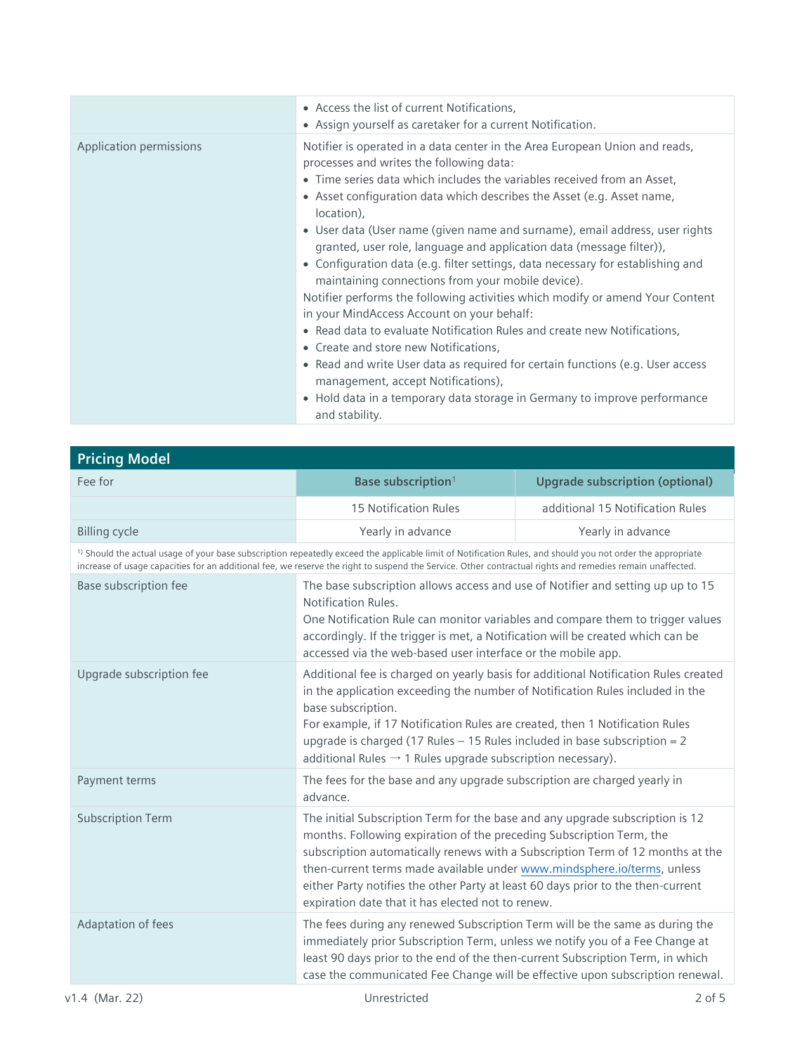| | |
|---|---|
| | • Access the list of current Notifications,<br>• Assign yourself as caretaker for a current Notification. |
| Application permissions | Notifier is operated in a data center in the Area European Union and reads, processes and writes the following data:<br>• Time series data which includes the variables received from an Asset,<br>• Asset configuration data which describes the Asset (e.g. Asset name, location),<br>• User data (User name (given name and surname), email address, user rights granted, user role, language and application data (message filter)),<br>• Configuration data (e.g. filter settings, data necessary for establishing and maintaining connections from your mobile device).<br>Notifier performs the following activities which modify or amend Your Content in your MindAccess Account on your behalf:<br>• Read data to evaluate Notification Rules and create new Notifications,<br>• Create and store new Notifications,<br>• Read and write User data as required for certain functions (e.g. User access management, accept Notifications),<br>• Hold data in a temporary data storage in Germany to improve performance and stability. |

## Pricing Model

| Fee for | Base subscription[1] | Upgrade subscription (optional) |
|---|---|---|
| | 15 Notification Rules | additional 15 Notification Rules |
| Billing cycle | Yearly in advance | Yearly in advance |

[1] Should the actual usage of your base subscription repeatedly exceed the applicable limit of Notification Rules, and should you not order the appropriate increase of usage capacities for an additional fee, we reserve the right to suspend the Service. Other contractual rights and remedies remain unaffected.

| | |
|---|---|
| Base subscription fee | The base subscription allows access and use of Notifier and setting up up to 15 Notification Rules.<br>One Notification Rule can monitor variables and compare them to trigger values accordingly. If the trigger is met, a Notification will be created which can be accessed via the web-based user interface or the mobile app. |
| Upgrade subscription fee | Additional fee is charged on yearly basis for additional Notification Rules created in the application exceeding the number of Notification Rules included in the base subscription.<br>For example, if 17 Notification Rules are created, then 1 Notification Rules upgrade is charged (17 Rules – 15 Rules included in base subscription = 2 additional Rules → 1 Rules upgrade subscription necessary). |
| Payment terms | The fees for the base and any upgrade subscription are charged yearly in advance. |
| Subscription Term | The initial Subscription Term for the base and any upgrade subscription is 12 months. Following expiration of the preceding Subscription Term, the subscription automatically renews with a Subscription Term of 12 months at the then-current terms made available under www.mindsphere.io/terms, unless either Party notifies the other Party at least 60 days prior to the then-current expiration date that it has elected not to renew. |
| Adaptation of fees | The fees during any renewed Subscription Term will be the same as during the immediately prior Subscription Term, unless we notify you of a Fee Change at least 90 days prior to the end of the then-current Subscription Term, in which case the communicated Fee Change will be effective upon subscription renewal. |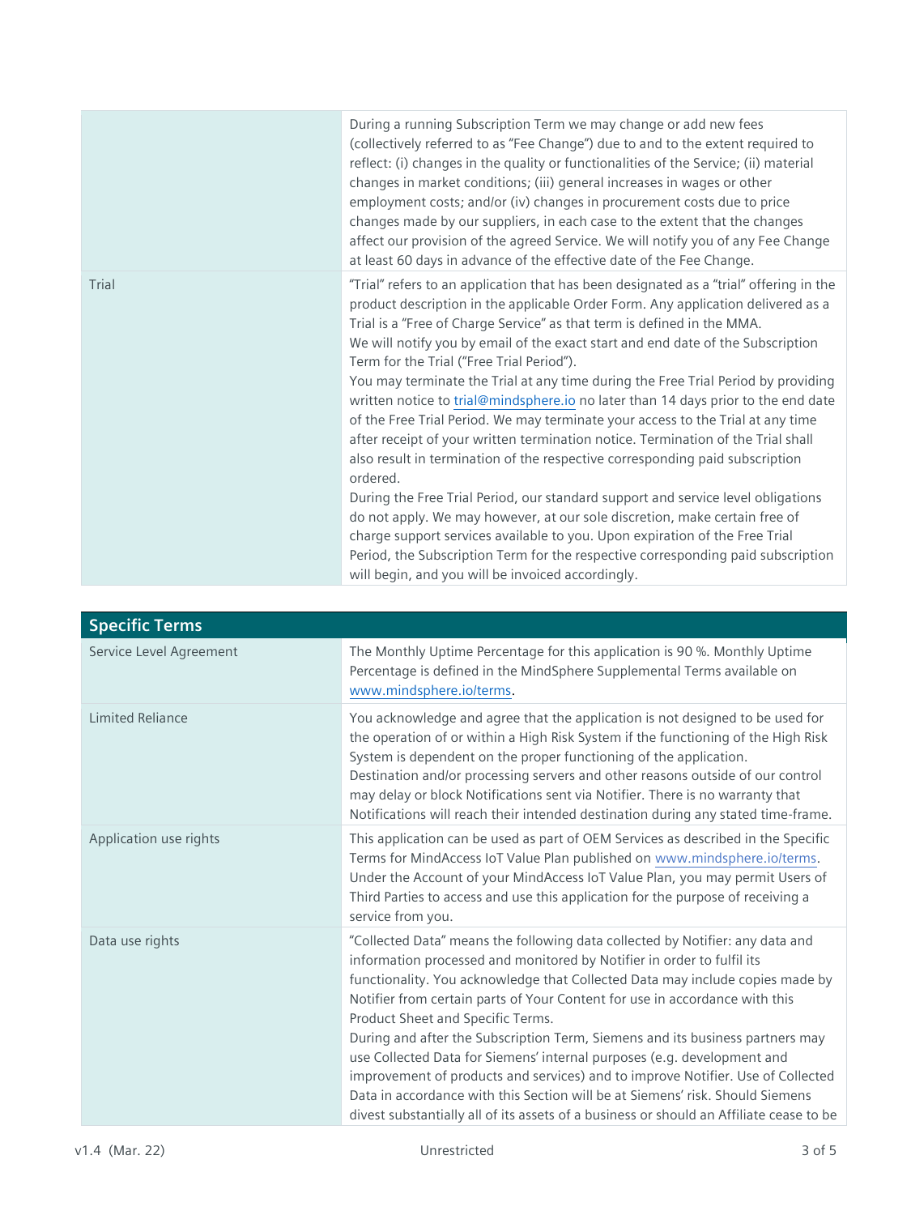| | |
|---|---|
| | During a running Subscription Term we may change or add new fees (collectively referred to as "Fee Change") due to and to the extent required to reflect: (i) changes in the quality or functionalities of the Service; (ii) material changes in market conditions; (iii) general increases in wages or other employment costs; and/or (iv) changes in procurement costs due to price changes made by our suppliers, in each case to the extent that the changes affect our provision of the agreed Service. We will notify you of any Fee Change at least 60 days in advance of the effective date of the Fee Change. |
| Trial | "Trial" refers to an application that has been designated as a "trial" offering in the product description in the applicable Order Form. Any application delivered as a Trial is a "Free of Charge Service" as that term is defined in the MMA.<br>We will notify you by email of the exact start and end date of the Subscription Term for the Trial ("Free Trial Period").<br>You may terminate the Trial at any time during the Free Trial Period by providing written notice to trial@mindsphere.io no later than 14 days prior to the end date of the Free Trial Period. We may terminate your access to the Trial at any time after receipt of your written termination notice. Termination of the Trial shall also result in termination of the respective corresponding paid subscription ordered.<br>During the Free Trial Period, our standard support and service level obligations do not apply. We may however, at our sole discretion, make certain free of charge support services available to you. Upon expiration of the Free Trial Period, the Subscription Term for the respective corresponding paid subscription will begin, and you will be invoiced accordingly. |

| Specific Terms | |
|---|---|
| Service Level Agreement | The Monthly Uptime Percentage for this application is 90 %. Monthly Uptime Percentage is defined in the MindSphere Supplemental Terms available on www.mindsphere.io/terms. |
| Limited Reliance | You acknowledge and agree that the application is not designed to be used for the operation of or within a High Risk System if the functioning of the High Risk System is dependent on the proper functioning of the application.<br>Destination and/or processing servers and other reasons outside of our control may delay or block Notifications sent via Notifier. There is no warranty that Notifications will reach their intended destination during any stated time-frame. |
| Application use rights | This application can be used as part of OEM Services as described in the Specific Terms for MindAccess IoT Value Plan published on www.mindsphere.io/terms. Under the Account of your MindAccess IoT Value Plan, you may permit Users of Third Parties to access and use this application for the purpose of receiving a service from you. |
| Data use rights | "Collected Data" means the following data collected by Notifier: any data and information processed and monitored by Notifier in order to fulfil its functionality. You acknowledge that Collected Data may include copies made by Notifier from certain parts of Your Content for use in accordance with this Product Sheet and Specific Terms.<br>During and after the Subscription Term, Siemens and its business partners may use Collected Data for Siemens' internal purposes (e.g. development and improvement of products and services) and to improve Notifier. Use of Collected Data in accordance with this Section will be at Siemens' risk. Should Siemens divest substantially all of its assets of a business or should an Affiliate cease to be |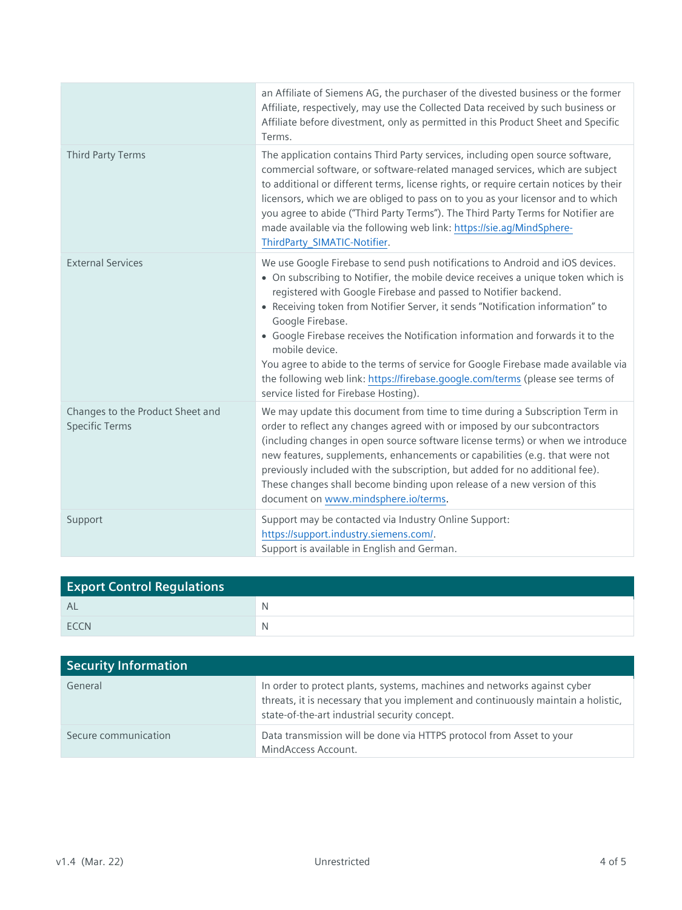| | |
|---|---|
| | an Affiliate of Siemens AG, the purchaser of the divested business or the former Affiliate, respectively, may use the Collected Data received by such business or Affiliate before divestment, only as permitted in this Product Sheet and Specific Terms. |
| Third Party Terms | The application contains Third Party services, including open source software, commercial software, or software-related managed services, which are subject to additional or different terms, license rights, or require certain notices by their licensors, which we are obliged to pass on to you as your licensor and to which you agree to abide ("Third Party Terms"). The Third Party Terms for Notifier are made available via the following web link: [https://sie.ag/MindSphere-ThirdParty_SIMATIC-Notifier](https://sie.ag/MindSphere-ThirdParty_SIMATIC-Notifier). |
| External Services | We use Google Firebase to send push notifications to Android and iOS devices.<br>• On subscribing to Notifier, the mobile device receives a unique token which is registered with Google Firebase and passed to Notifier backend.<br>• Receiving token from Notifier Server, it sends "Notification information" to Google Firebase.<br>• Google Firebase receives the Notification information and forwards it to the mobile device.<br>You agree to abide to the terms of service for Google Firebase made available via the following web link: [https://firebase.google.com/terms](https://firebase.google.com/terms) (please see terms of service listed for Firebase Hosting). |
| Changes to the Product Sheet and Specific Terms | We may update this document from time to time during a Subscription Term in order to reflect any changes agreed with or imposed by our subcontractors (including changes in open source software license terms) or when we introduce new features, supplements, enhancements or capabilities (e.g. that were not previously included with the subscription, but added for no additional fee). These changes shall become binding upon release of a new version of this document on [www.mindsphere.io/terms](www.mindsphere.io/terms). |
| Support | Support may be contacted via Industry Online Support: [https://support.industry.siemens.com/](https://support.industry.siemens.com/).<br>Support is available in English and German. |

## Export Control Regulations

| | |
|---|---|
| AL | N |
| ECCN | N |

## Security Information

| | |
|---|---|
| General | In order to protect plants, systems, machines and networks against cyber threats, it is necessary that you implement and continuously maintain a holistic, state-of-the-art industrial security concept. |
| Secure communication | Data transmission will be done via HTTPS protocol from Asset to your MindAccess Account. |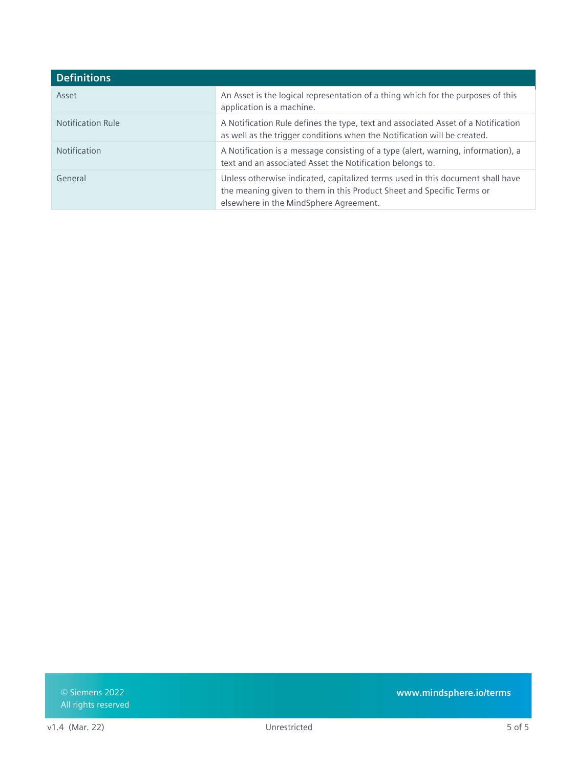| Definitions | |
|---|---|
| Asset | An Asset is the logical representation of a thing which for the purposes of this application is a machine. |
| Notification Rule | A Notification Rule defines the type, text and associated Asset of a Notification as well as the trigger conditions when the Notification will be created. |
| Notification | A Notification is a message consisting of a type (alert, warning, information), a text and an associated Asset the Notification belongs to. |
| General | Unless otherwise indicated, capitalized terms used in this document shall have the meaning given to them in this Product Sheet and Specific Terms or elsewhere in the MindSphere Agreement. |

© Siemens 2022
All rights reserved

www.mindsphere.io/terms

v1.4 (Mar. 22)

Unrestricted